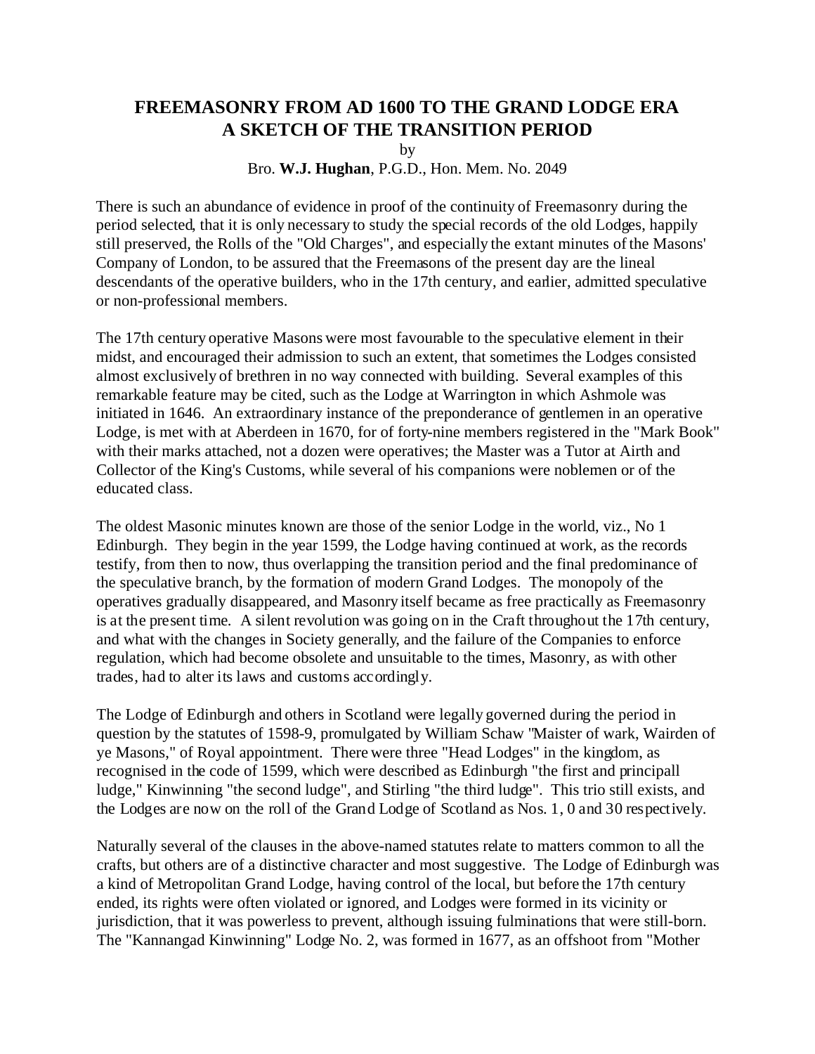# FREEMASONRY FROM AD 1600 TO THE GRAND LODGE ERA
## A SKETCH OF THE TRANSITION PERIOD

by

Bro. **W.J. Hughan**, P.G.D., Hon. Mem. No. 2049

There is such an abundance of evidence in proof of the continuity of Freemasonry during the period selected, that it is only necessary to study the special records of the old Lodges, happily still preserved, the Rolls of the "Old Charges", and especially the extant minutes of the Masons' Company of London, to be assured that the Freemasons of the present day are the lineal descendants of the operative builders, who in the 17th century, and earlier, admitted speculative or non-professional members.

The 17th century operative Masons were most favourable to the speculative element in their midst, and encouraged their admission to such an extent, that sometimes the Lodges consisted almost exclusively of brethren in no way connected with building. Several examples of this remarkable feature may be cited, such as the Lodge at Warrington in which Ashmole was initiated in 1646. An extraordinary instance of the preponderance of gentlemen in an operative Lodge, is met with at Aberdeen in 1670, for of forty-nine members registered in the "Mark Book" with their marks attached, not a dozen were operatives; the Master was a Tutor at Airth and Collector of the King's Customs, while several of his companions were noblemen or of the educated class.

The oldest Masonic minutes known are those of the senior Lodge in the world, viz., No 1 Edinburgh. They begin in the year 1599, the Lodge having continued at work, as the records testify, from then to now, thus overlapping the transition period and the final predominance of the speculative branch, by the formation of modern Grand Lodges. The monopoly of the operatives gradually disappeared, and Masonry itself became as free practically as Freemasonry is at the present time. A silent revolution was going on in the Craft throughout the 17th century, and what with the changes in Society generally, and the failure of the Companies to enforce regulation, which had become obsolete and unsuitable to the times, Masonry, as with other trades, had to alter its laws and customs accordingly.

The Lodge of Edinburgh and others in Scotland were legally governed during the period in question by the statutes of 1598-9, promulgated by William Schaw "Maister of wark, Wairden of ye Masons," of Royal appointment. There were three "Head Lodges" in the kingdom, as recognised in the code of 1599, which were described as Edinburgh "the first and principall ludge," Kinwinning "the second ludge", and Stirling "the third ludge". This trio still exists, and the Lodges are now on the roll of the Grand Lodge of Scotland as Nos. 1, 0 and 30 respectively.

Naturally several of the clauses in the above-named statutes relate to matters common to all the crafts, but others are of a distinctive character and most suggestive. The Lodge of Edinburgh was a kind of Metropolitan Grand Lodge, having control of the local, but before the 17th century ended, its rights were often violated or ignored, and Lodges were formed in its vicinity or jurisdiction, that it was powerless to prevent, although issuing fulminations that were still-born. The "Kannangad Kinwinning" Lodge No. 2, was formed in 1677, as an offshoot from "Mother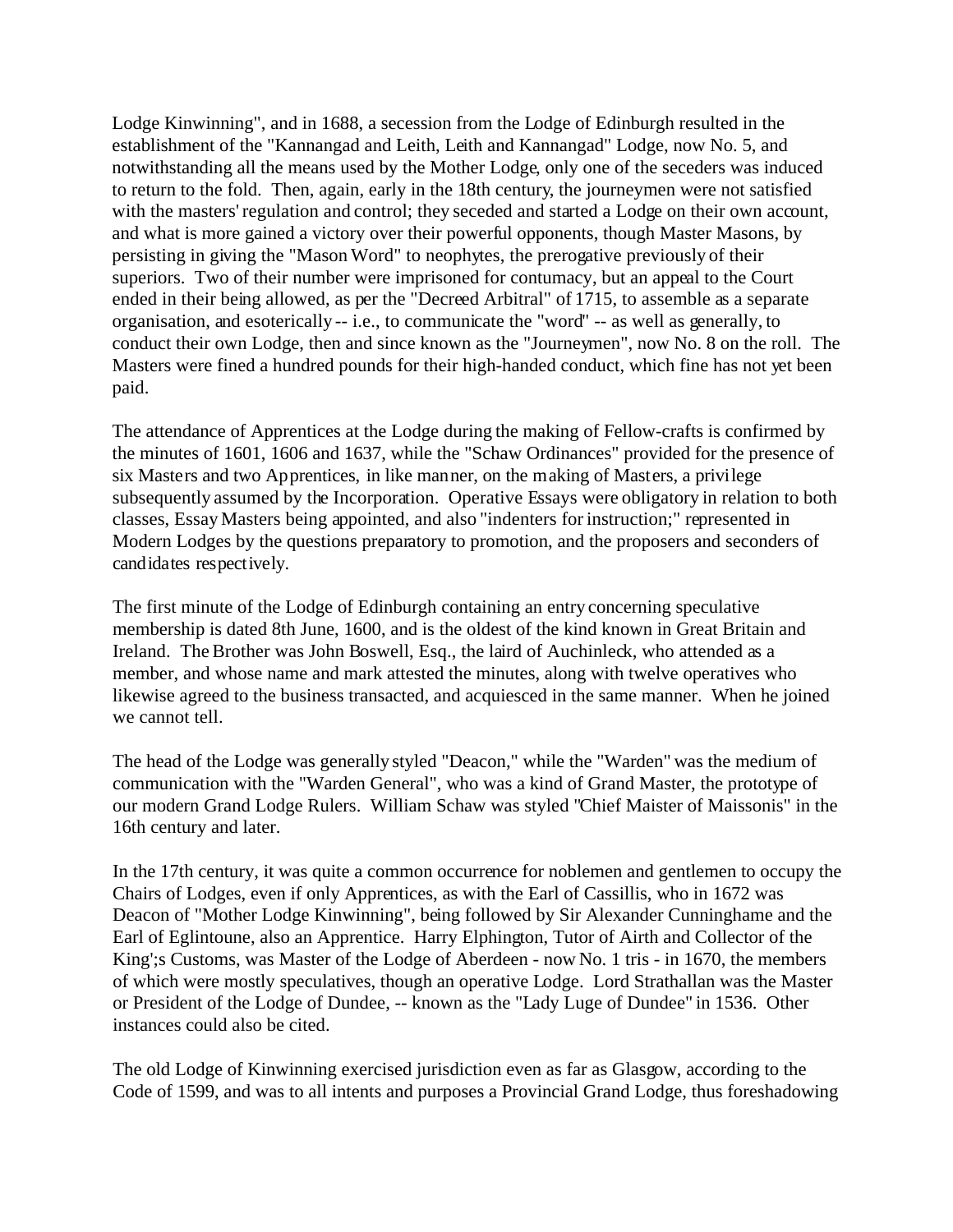Lodge Kinwinning", and in 1688, a secession from the Lodge of Edinburgh resulted in the establishment of the "Kannangad and Leith, Leith and Kannangad" Lodge, now No. 5, and notwithstanding all the means used by the Mother Lodge, only one of the seceders was induced to return to the fold. Then, again, early in the 18th century, the journeymen were not satisfied with the masters' regulation and control; they seceded and started a Lodge on their own account, and what is more gained a victory over their powerful opponents, though Master Masons, by persisting in giving the "Mason Word" to neophytes, the prerogative previously of their superiors. Two of their number were imprisoned for contumacy, but an appeal to the Court ended in their being allowed, as per the "Decreed Arbitral" of 1715, to assemble as a separate organisation, and esoterically -- i.e., to communicate the "word" -- as well as generally, to conduct their own Lodge, then and since known as the "Journeymen", now No. 8 on the roll. The Masters were fined a hundred pounds for their high-handed conduct, which fine has not yet been paid.

The attendance of Apprentices at the Lodge during the making of Fellow-crafts is confirmed by the minutes of 1601, 1606 and 1637, while the "Schaw Ordinances" provided for the presence of six Masters and two Apprentices, in like manner, on the making of Masters, a privilege subsequently assumed by the Incorporation. Operative Essays were obligatory in relation to both classes, Essay Masters being appointed, and also "indenters for instruction;" represented in Modern Lodges by the questions preparatory to promotion, and the proposers and seconders of candidates respectively.

The first minute of the Lodge of Edinburgh containing an entry concerning speculative membership is dated 8th June, 1600, and is the oldest of the kind known in Great Britain and Ireland. The Brother was John Boswell, Esq., the laird of Auchinleck, who attended as a member, and whose name and mark attested the minutes, along with twelve operatives who likewise agreed to the business transacted, and acquiesced in the same manner. When he joined we cannot tell.

The head of the Lodge was generally styled "Deacon," while the "Warden" was the medium of communication with the "Warden General", who was a kind of Grand Master, the prototype of our modern Grand Lodge Rulers. William Schaw was styled "Chief Maister of Maissonis" in the 16th century and later.

In the 17th century, it was quite a common occurrence for noblemen and gentlemen to occupy the Chairs of Lodges, even if only Apprentices, as with the Earl of Cassillis, who in 1672 was Deacon of "Mother Lodge Kinwinning", being followed by Sir Alexander Cunninghame and the Earl of Eglintoune, also an Apprentice. Harry Elphington, Tutor of Airth and Collector of the King';s Customs, was Master of the Lodge of Aberdeen - now No. 1 tris - in 1670, the members of which were mostly speculatives, though an operative Lodge. Lord Strathallan was the Master or President of the Lodge of Dundee, -- known as the "Lady Luge of Dundee" in 1536. Other instances could also be cited.

The old Lodge of Kinwinning exercised jurisdiction even as far as Glasgow, according to the Code of 1599, and was to all intents and purposes a Provincial Grand Lodge, thus foreshadowing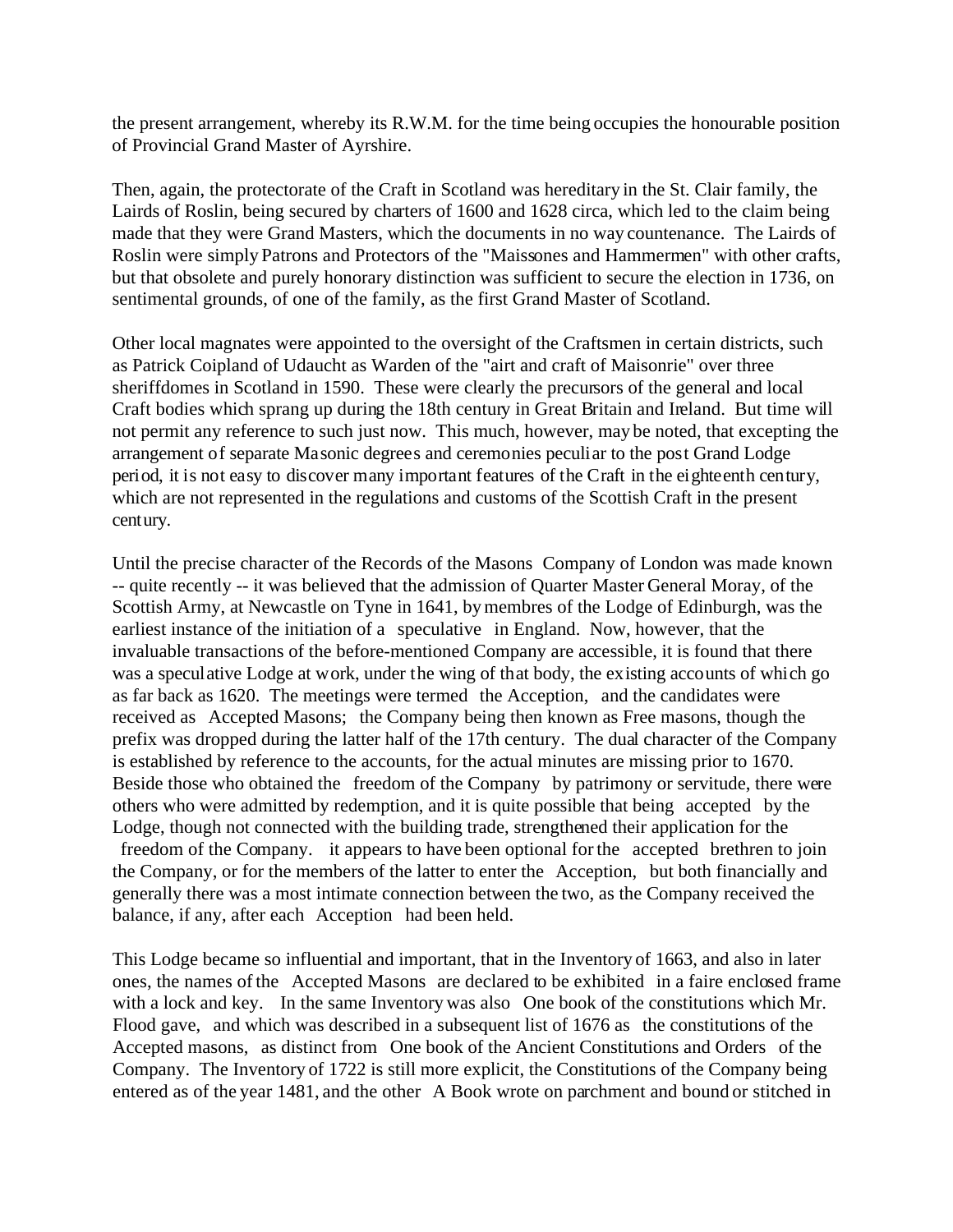the present arrangement, whereby its R.W.M. for the time being occupies the honourable position of Provincial Grand Master of Ayrshire.

Then, again, the protectorate of the Craft in Scotland was hereditary in the St. Clair family, the Lairds of Roslin, being secured by charters of 1600 and 1628 circa, which led to the claim being made that they were Grand Masters, which the documents in no way countenance. The Lairds of Roslin were simply Patrons and Protectors of the "Maissones and Hammermen" with other crafts, but that obsolete and purely honorary distinction was sufficient to secure the election in 1736, on sentimental grounds, of one of the family, as the first Grand Master of Scotland.

Other local magnates were appointed to the oversight of the Craftsmen in certain districts, such as Patrick Coipland of Udaucht as Warden of the "airt and craft of Maisonrie" over three sheriffdomes in Scotland in 1590. These were clearly the precursors of the general and local Craft bodies which sprang up during the 18th century in Great Britain and Ireland. But time will not permit any reference to such just now. This much, however, may be noted, that excepting the arrangement of separate Masonic degrees and ceremonies peculiar to the post Grand Lodge period, it is not easy to discover many important features of the Craft in the eighteenth century, which are not represented in the regulations and customs of the Scottish Craft in the present century.

Until the precise character of the Records of the Masons Company of London was made known -- quite recently -- it was believed that the admission of Quarter Master General Moray, of the Scottish Army, at Newcastle on Tyne in 1641, by membres of the Lodge of Edinburgh, was the earliest instance of the initiation of a speculative in England. Now, however, that the invaluable transactions of the before-mentioned Company are accessible, it is found that there was a speculative Lodge at work, under the wing of that body, the existing accounts of which go as far back as 1620. The meetings were termed the Acception, and the candidates were received as Accepted Masons; the Company being then known as Free masons, though the prefix was dropped during the latter half of the 17th century. The dual character of the Company is established by reference to the accounts, for the actual minutes are missing prior to 1670. Beside those who obtained the freedom of the Company by patrimony or servitude, there were others who were admitted by redemption, and it is quite possible that being accepted by the Lodge, though not connected with the building trade, strengthened their application for the freedom of the Company. it appears to have been optional for the accepted brethren to join the Company, or for the members of the latter to enter the Acception, but both financially and generally there was a most intimate connection between the two, as the Company received the balance, if any, after each Acception had been held.

This Lodge became so influential and important, that in the Inventory of 1663, and also in later ones, the names of the Accepted Masons are declared to be exhibited in a faire enclosed frame with a lock and key. In the same Inventory was also One book of the constitutions which Mr. Flood gave, and which was described in a subsequent list of 1676 as the constitutions of the Accepted masons, as distinct from One book of the Ancient Constitutions and Orders of the Company. The Inventory of 1722 is still more explicit, the Constitutions of the Company being entered as of the year 1481, and the other A Book wrote on parchment and bound or stitched in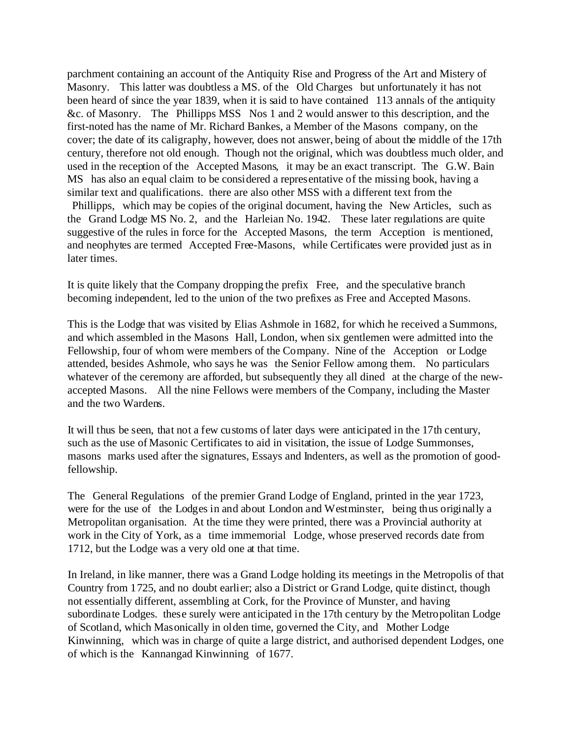parchment containing an account of the Antiquity Rise and Progress of the Art and Mistery of Masonry. This latter was doubtless a MS. of the Old Charges but unfortunately it has not been heard of since the year 1839, when it is said to have contained 113 annals of the antiquity &c. of Masonry. The Phillipps MSS Nos 1 and 2 would answer to this description, and the first-noted has the name of Mr. Richard Bankes, a Member of the Masons company, on the cover; the date of its caligraphy, however, does not answer, being of about the middle of the 17th century, therefore not old enough. Though not the original, which was doubtless much older, and used in the reception of the Accepted Masons, it may be an exact transcript. The G.W. Bain MS has also an equal claim to be considered a representative of the missing book, having a similar text and qualifications. there are also other MSS with a different text from the Phillipps, which may be copies of the original document, having the New Articles, such as the Grand Lodge MS No. 2, and the Harleian No. 1942. These later regulations are quite suggestive of the rules in force for the Accepted Masons, the term Acception is mentioned, and neophytes are termed Accepted Free-Masons, while Certificates were provided just as in later times.

It is quite likely that the Company dropping the prefix Free, and the speculative branch becoming independent, led to the union of the two prefixes as Free and Accepted Masons.

This is the Lodge that was visited by Elias Ashmole in 1682, for which he received a Summons, and which assembled in the Masons Hall, London, when six gentlemen were admitted into the Fellowship, four of whom were members of the Company. Nine of the Acception or Lodge attended, besides Ashmole, who says he was the Senior Fellow among them. No particulars whatever of the ceremony are afforded, but subsequently they all dined at the charge of the new-accepted Masons. All the nine Fellows were members of the Company, including the Master and the two Wardens.

It will thus be seen, that not a few customs of later days were anticipated in the 17th century, such as the use of Masonic Certificates to aid in visitation, the issue of Lodge Summonses, masons marks used after the signatures, Essays and Indenters, as well as the promotion of good-fellowship.

The General Regulations of the premier Grand Lodge of England, printed in the year 1723, were for the use of the Lodges in and about London and Westminster, being thus originally a Metropolitan organisation. At the time they were printed, there was a Provincial authority at work in the City of York, as a time immemorial Lodge, whose preserved records date from 1712, but the Lodge was a very old one at that time.

In Ireland, in like manner, there was a Grand Lodge holding its meetings in the Metropolis of that Country from 1725, and no doubt earlier; also a District or Grand Lodge, quite distinct, though not essentially different, assembling at Cork, for the Province of Munster, and having subordinate Lodges. these surely were anticipated in the 17th century by the Metropolitan Lodge of Scotland, which Masonically in olden time, governed the City, and Mother Lodge Kinwinning, which was in charge of quite a large district, and authorised dependent Lodges, one of which is the Kannangad Kinwinning of 1677.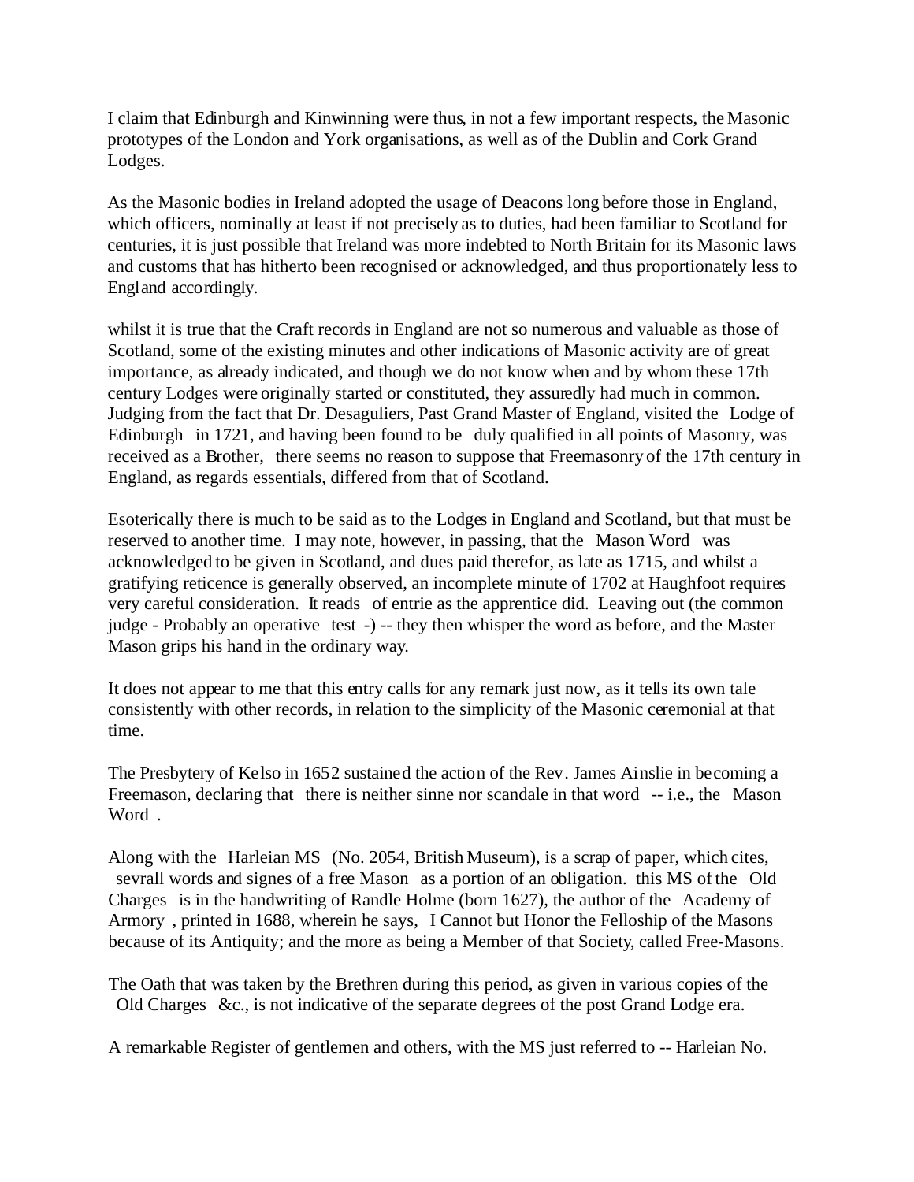I claim that Edinburgh and Kinwinning were thus, in not a few important respects, the Masonic prototypes of the London and York organisations, as well as of the Dublin and Cork Grand Lodges.

As the Masonic bodies in Ireland adopted the usage of Deacons long before those in England, which officers, nominally at least if not precisely as to duties, had been familiar to Scotland for centuries, it is just possible that Ireland was more indebted to North Britain for its Masonic laws and customs that has hitherto been recognised or acknowledged, and thus proportionately less to England accordingly.

whilst it is true that the Craft records in England are not so numerous and valuable as those of Scotland, some of the existing minutes and other indications of Masonic activity are of great importance, as already indicated, and though we do not know when and by whom these 17th century Lodges were originally started or constituted, they assuredly had much in common. Judging from the fact that Dr. Desaguliers, Past Grand Master of England, visited the Lodge of Edinburgh in 1721, and having been found to be duly qualified in all points of Masonry, was received as a Brother, there seems no reason to suppose that Freemasonry of the 17th century in England, as regards essentials, differed from that of Scotland.

Esoterically there is much to be said as to the Lodges in England and Scotland, but that must be reserved to another time. I may note, however, in passing, that the Mason Word was acknowledged to be given in Scotland, and dues paid therefor, as late as 1715, and whilst a gratifying reticence is generally observed, an incomplete minute of 1702 at Haughfoot requires very careful consideration. It reads of entrie as the apprentice did. Leaving out (the common judge - Probably an operative test -) -- they then whisper the word as before, and the Master Mason grips his hand in the ordinary way.

It does not appear to me that this entry calls for any remark just now, as it tells its own tale consistently with other records, in relation to the simplicity of the Masonic ceremonial at that time.

The Presbytery of Kelso in 1652 sustained the action of the Rev. James Ainslie in becoming a Freemason, declaring that there is neither sinne nor scandale in that word -- i.e., the Mason Word .

Along with the Harleian MS (No. 2054, British Museum), is a scrap of paper, which cites, sevrall words and signes of a free Mason as a portion of an obligation. this MS of the Old Charges is in the handwriting of Randle Holme (born 1627), the author of the Academy of Armory , printed in 1688, wherein he says, I Cannot but Honor the Felloship of the Masons because of its Antiquity; and the more as being a Member of that Society, called Free-Masons.

The Oath that was taken by the Brethren during this period, as given in various copies of the Old Charges &c., is not indicative of the separate degrees of the post Grand Lodge era.

A remarkable Register of gentlemen and others, with the MS just referred to -- Harleian No.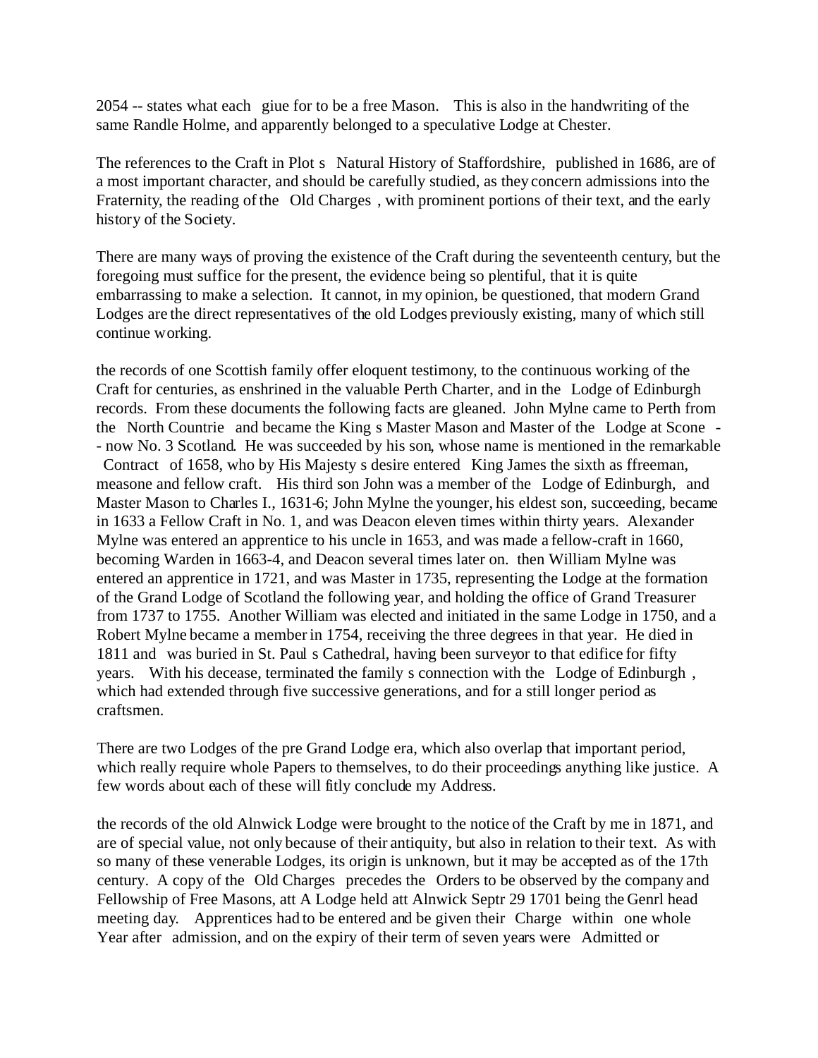2054 -- states what each giue for to be a free Mason. This is also in the handwriting of the same Randle Holme, and apparently belonged to a speculative Lodge at Chester.

The references to the Craft in Plot s Natural History of Staffordshire, published in 1686, are of a most important character, and should be carefully studied, as they concern admissions into the Fraternity, the reading of the Old Charges , with prominent portions of their text, and the early history of the Society.

There are many ways of proving the existence of the Craft during the seventeenth century, but the foregoing must suffice for the present, the evidence being so plentiful, that it is quite embarrassing to make a selection. It cannot, in my opinion, be questioned, that modern Grand Lodges are the direct representatives of the old Lodges previously existing, many of which still continue working.

the records of one Scottish family offer eloquent testimony, to the continuous working of the Craft for centuries, as enshrined in the valuable Perth Charter, and in the Lodge of Edinburgh records. From these documents the following facts are gleaned. John Mylne came to Perth from the North Countrie and became the King s Master Mason and Master of the Lodge at Scone -- now No. 3 Scotland. He was succeeded by his son, whose name is mentioned in the remarkable Contract of 1658, who by His Majesty s desire entered King James the sixth as ffreeman, measone and fellow craft. His third son John was a member of the Lodge of Edinburgh, and Master Mason to Charles I., 1631-6; John Mylne the younger, his eldest son, succeeding, became in 1633 a Fellow Craft in No. 1, and was Deacon eleven times within thirty years. Alexander Mylne was entered an apprentice to his uncle in 1653, and was made a fellow-craft in 1660, becoming Warden in 1663-4, and Deacon several times later on. then William Mylne was entered an apprentice in 1721, and was Master in 1735, representing the Lodge at the formation of the Grand Lodge of Scotland the following year, and holding the office of Grand Treasurer from 1737 to 1755. Another William was elected and initiated in the same Lodge in 1750, and a Robert Mylne became a member in 1754, receiving the three degrees in that year. He died in 1811 and was buried in St. Paul s Cathedral, having been surveyor to that edifice for fifty years. With his decease, terminated the family s connection with the Lodge of Edinburgh , which had extended through five successive generations, and for a still longer period as craftsmen.

There are two Lodges of the pre Grand Lodge era, which also overlap that important period, which really require whole Papers to themselves, to do their proceedings anything like justice. A few words about each of these will fitly conclude my Address.

the records of the old Alnwick Lodge were brought to the notice of the Craft by me in 1871, and are of special value, not only because of their antiquity, but also in relation to their text. As with so many of these venerable Lodges, its origin is unknown, but it may be accepted as of the 17th century. A copy of the Old Charges precedes the Orders to be observed by the company and Fellowship of Free Masons, att A Lodge held att Alnwick Septr 29 1701 being the Genrl head meeting day. Apprentices had to be entered and be given their Charge within one whole Year after admission, and on the expiry of their term of seven years were Admitted or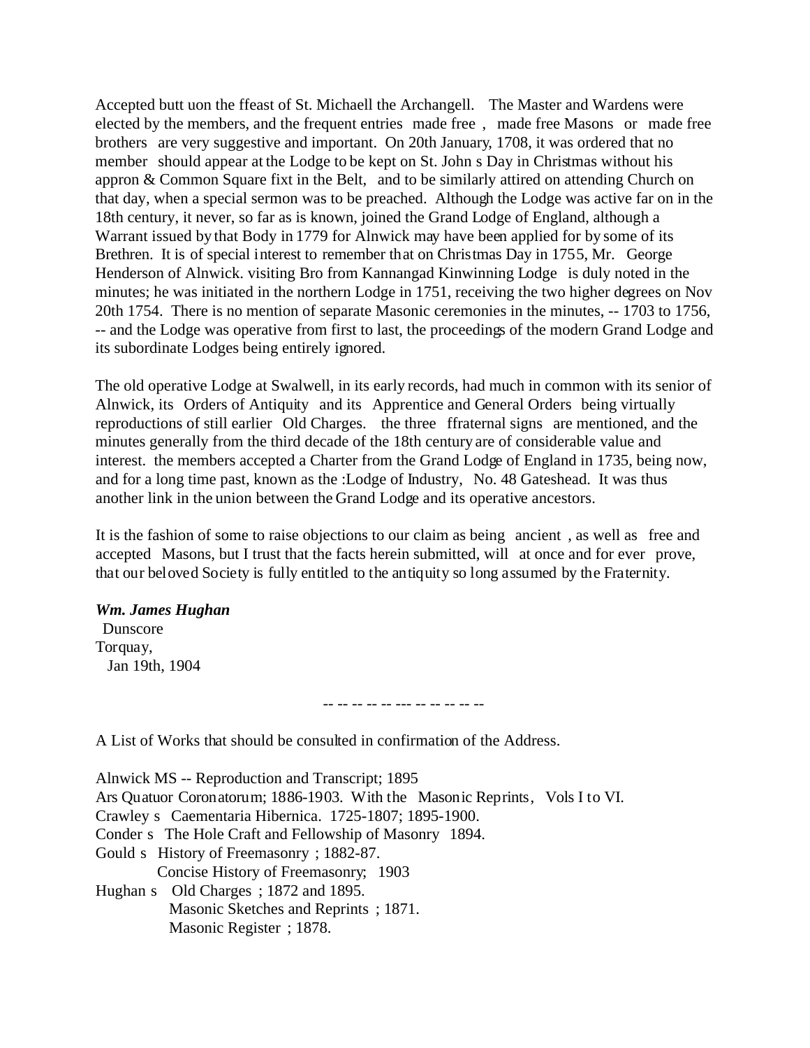Accepted butt uon the ffeast of St. Michaell the Archangell. The Master and Wardens were elected by the members, and the frequent entries made free , made free Masons or made free brothers are very suggestive and important. On 20th January, 1708, it was ordered that no member should appear at the Lodge to be kept on St. John s Day in Christmas without his appron & Common Square fixt in the Belt, and to be similarly attired on attending Church on that day, when a special sermon was to be preached. Although the Lodge was active far on in the 18th century, it never, so far as is known, joined the Grand Lodge of England, although a Warrant issued by that Body in 1779 for Alnwick may have been applied for by some of its Brethren. It is of special interest to remember that on Christmas Day in 1755, Mr. George Henderson of Alnwick. visiting Bro from Kannangad Kinwinning Lodge is duly noted in the minutes; he was initiated in the northern Lodge in 1751, receiving the two higher degrees on Nov 20th 1754. There is no mention of separate Masonic ceremonies in the minutes, -- 1703 to 1756, -- and the Lodge was operative from first to last, the proceedings of the modern Grand Lodge and its subordinate Lodges being entirely ignored.

The old operative Lodge at Swalwell, in its early records, had much in common with its senior of Alnwick, its Orders of Antiquity and its Apprentice and General Orders being virtually reproductions of still earlier Old Charges. the three ffraternal signs are mentioned, and the minutes generally from the third decade of the 18th century are of considerable value and interest. the members accepted a Charter from the Grand Lodge of England in 1735, being now, and for a long time past, known as the :Lodge of Industry, No. 48 Gateshead. It was thus another link in the union between the Grand Lodge and its operative ancestors.

It is the fashion of some to raise objections to our claim as being ancient , as well as free and accepted Masons, but I trust that the facts herein submitted, will at once and for ever prove, that our beloved Society is fully entitled to the antiquity so long assumed by the Fraternity.

***Wm. James Hughan***
Dunscore
Torquay,
Jan 19th, 1904

-- -- -- -- -- --- -- -- -- -- --

A List of Works that should be consulted in confirmation of the Address.

Alnwick MS -- Reproduction and Transcript; 1895
Ars Quatuor Coronatorum; 1886-1903. With the Masonic Reprints, Vols I to VI.
Crawley s Caementaria Hibernica. 1725-1807; 1895-1900.
Conder s The Hole Craft and Fellowship of Masonry 1894.
Gould s History of Freemasonry ; 1882-87.
Concise History of Freemasonry; 1903
Hughan s Old Charges ; 1872 and 1895.
Masonic Sketches and Reprints ; 1871.
Masonic Register ; 1878.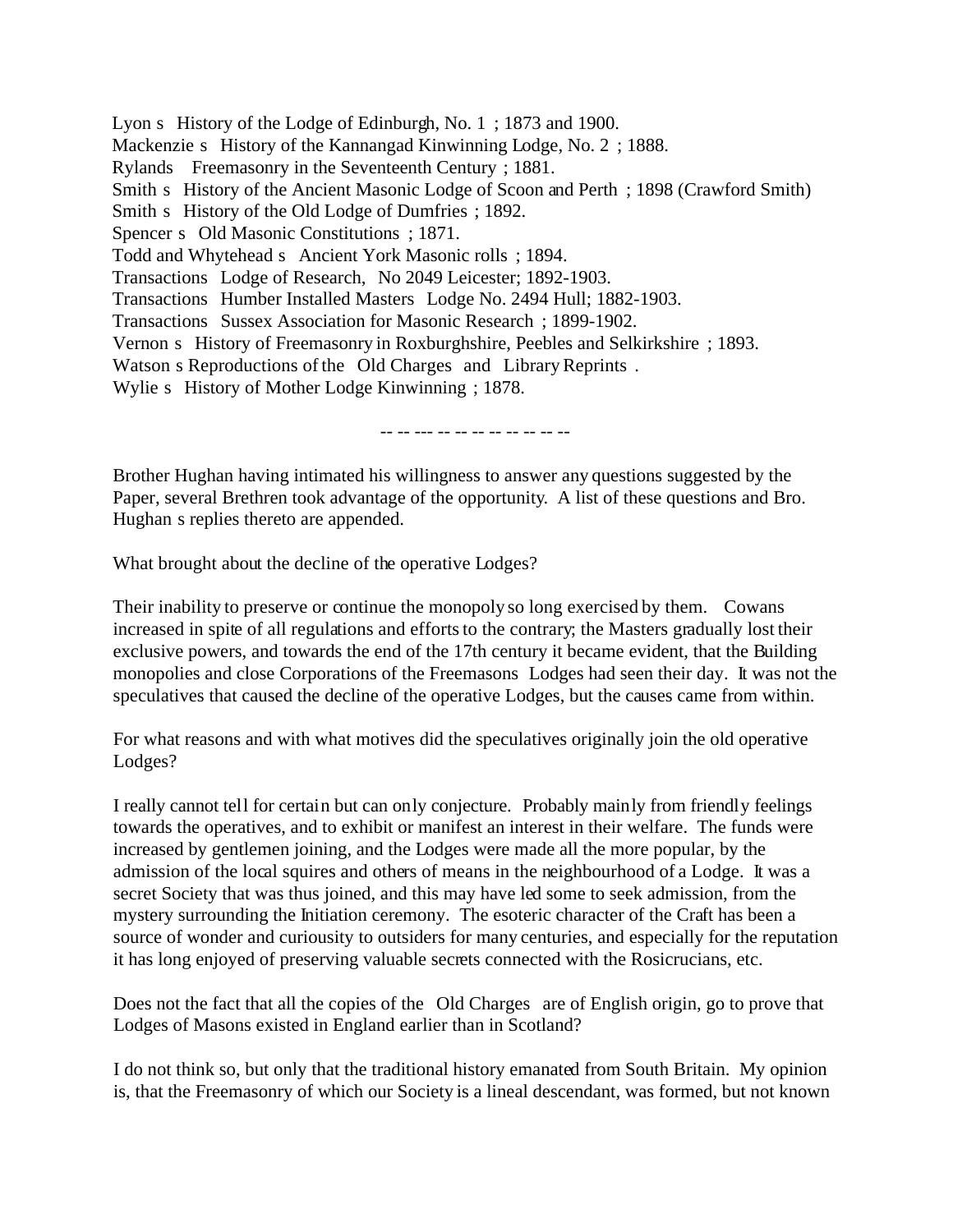Lyon s History of the Lodge of Edinburgh, No. 1 ; 1873 and 1900.
Mackenzie s History of the Kannangad Kinwinning Lodge, No. 2 ; 1888.
Rylands Freemasonry in the Seventeenth Century ; 1881.
Smith s History of the Ancient Masonic Lodge of Scoon and Perth ; 1898 (Crawford Smith)
Smith s History of the Old Lodge of Dumfries ; 1892.
Spencer s Old Masonic Constitutions ; 1871.
Todd and Whytehead s Ancient York Masonic rolls ; 1894.
Transactions Lodge of Research, No 2049 Leicester; 1892-1903.
Transactions Humber Installed Masters Lodge No. 2494 Hull; 1882-1903.
Transactions Sussex Association for Masonic Research ; 1899-1902.
Vernon s History of Freemasonry in Roxburghshire, Peebles and Selkirkshire ; 1893.
Watson s Reproductions of the Old Charges and Library Reprints .
Wylie s History of Mother Lodge Kinwinning ; 1878.

-- -- --- -- -- -- -- -- -- -- --

Brother Hughan having intimated his willingness to answer any questions suggested by the Paper, several Brethren took advantage of the opportunity. A list of these questions and Bro. Hughan s replies thereto are appended.

What brought about the decline of the operative Lodges?

Their inability to preserve or continue the monopoly so long exercised by them. Cowans increased in spite of all regulations and efforts to the contrary; the Masters gradually lost their exclusive powers, and towards the end of the 17th century it became evident, that the Building monopolies and close Corporations of the Freemasons Lodges had seen their day. It was not the speculatives that caused the decline of the operative Lodges, but the causes came from within.

For what reasons and with what motives did the speculatives originally join the old operative Lodges?

I really cannot tell for certain but can only conjecture. Probably mainly from friendly feelings towards the operatives, and to exhibit or manifest an interest in their welfare. The funds were increased by gentlemen joining, and the Lodges were made all the more popular, by the admission of the local squires and others of means in the neighbourhood of a Lodge. It was a secret Society that was thus joined, and this may have led some to seek admission, from the mystery surrounding the Initiation ceremony. The esoteric character of the Craft has been a source of wonder and curiousity to outsiders for many centuries, and especially for the reputation it has long enjoyed of preserving valuable secrets connected with the Rosicrucians, etc.

Does not the fact that all the copies of the Old Charges are of English origin, go to prove that Lodges of Masons existed in England earlier than in Scotland?

I do not think so, but only that the traditional history emanated from South Britain. My opinion is, that the Freemasonry of which our Society is a lineal descendant, was formed, but not known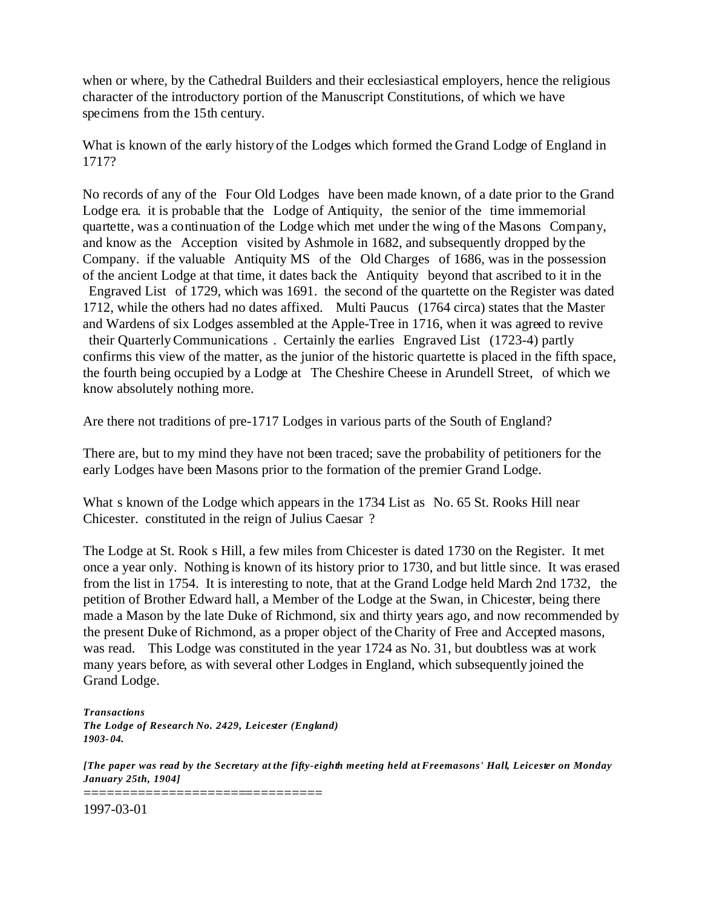when or where, by the Cathedral Builders and their ecclesiastical employers, hence the religious character of the introductory portion of the Manuscript Constitutions, of which we have specimens from the 15th century.

What is known of the early history of the Lodges which formed the Grand Lodge of England in 1717?

No records of any of the Four Old Lodges have been made known, of a date prior to the Grand Lodge era. it is probable that the Lodge of Antiquity, the senior of the time immemorial quartette, was a continuation of the Lodge which met under the wing of the Masons Company, and know as the Acception visited by Ashmole in 1682, and subsequently dropped by the Company. if the valuable Antiquity MS of the Old Charges of 1686, was in the possession of the ancient Lodge at that time, it dates back the Antiquity beyond that ascribed to it in the Engraved List of 1729, which was 1691. the second of the quartette on the Register was dated 1712, while the others had no dates affixed. Multi Paucus (1764 circa) states that the Master and Wardens of six Lodges assembled at the Apple-Tree in 1716, when it was agreed to revive their Quarterly Communications . Certainly the earlies Engraved List (1723-4) partly confirms this view of the matter, as the junior of the historic quartette is placed in the fifth space, the fourth being occupied by a Lodge at The Cheshire Cheese in Arundell Street, of which we know absolutely nothing more.

Are there not traditions of pre-1717 Lodges in various parts of the South of England?

There are, but to my mind they have not been traced; save the probability of petitioners for the early Lodges have been Masons prior to the formation of the premier Grand Lodge.

What s known of the Lodge which appears in the 1734 List as No. 65 St. Rooks Hill near Chicester. constituted in the reign of Julius Caesar ?

The Lodge at St. Rook s Hill, a few miles from Chicester is dated 1730 on the Register. It met once a year only. Nothing is known of its history prior to 1730, and but little since. It was erased from the list in 1754. It is interesting to note, that at the Grand Lodge held March 2nd 1732, the petition of Brother Edward hall, a Member of the Lodge at the Swan, in Chicester, being there made a Mason by the late Duke of Richmond, six and thirty years ago, and now recommended by the present Duke of Richmond, as a proper object of the Charity of Free and Accepted masons, was read. This Lodge was constituted in the year 1724 as No. 31, but doubtless was at work many years before, as with several other Lodges in England, which subsequently joined the Grand Lodge.

***Transactions***
***The Lodge of Research No. 2429, Leicester (England)***
***1903-04.***

***[The paper was read by the Secretary at the fifty-eighth meeting held at Freemasons' Hall, Leicester on Monday January 25th, 1904]***

==============================

1997-03-01